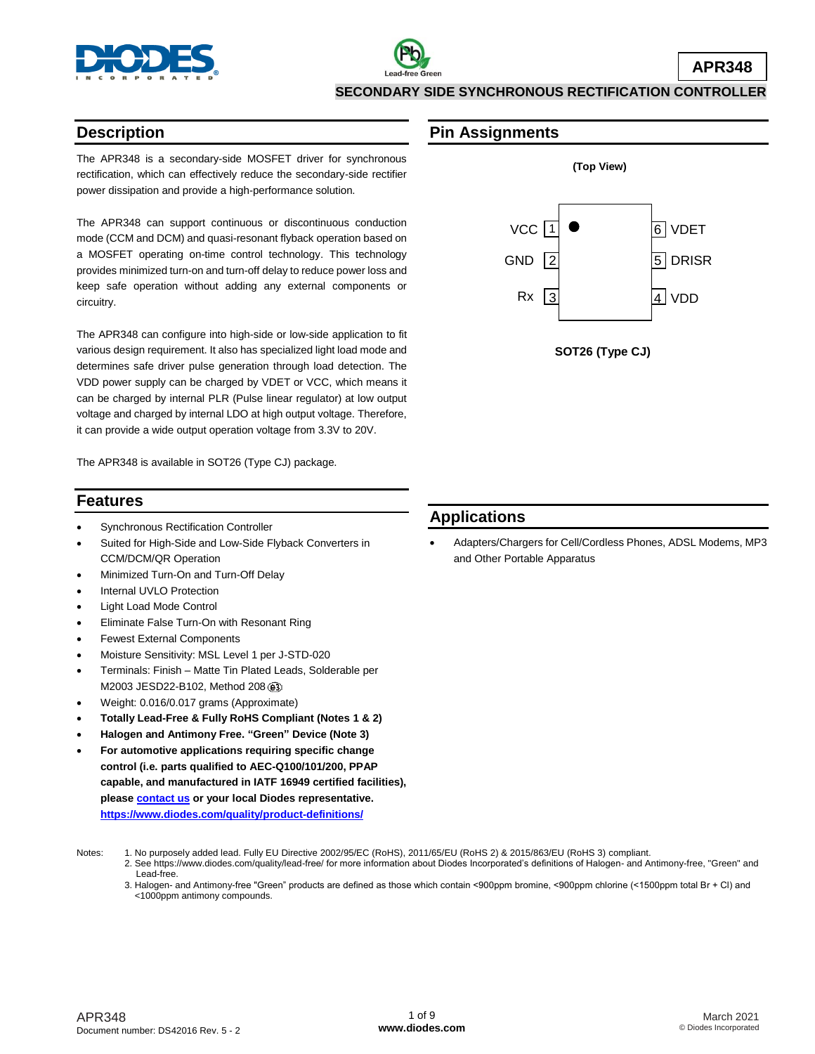# APR348

## SECONDARY SIDE SYNCHRONOUS RECTIFICATION CONTROLLER

## Description

The APR348 is a secondary-side MOSFET driver for synchronous rectification, which can effectively reduce the secondary-side rectifier power dissipation and provide a high-performance solution.

The APR348 can support continuous or discontinuous conduction mode (CCM and DCM) and quasi-resonant flyback operation based on a MOSFET operating on-time control technology. This technology provides minimized turn-on and turn-off delay to reduce power loss and keep safe operation without adding any external components or circuitry.

The APR348 can configure into high-side or low-side application to fit various design requirement. It also has specialized light load mode and determines safe driver pulse generation through load detection. The VDD power supply can be charged by VDET or VCC, which means it can be charged by internal PLR (Pulse linear regulator) at low output voltage and charged by internal LDO at high output voltage. Therefore, it can provide a wide output operation voltage from 3.3V to 20V.

The APR348 is available in SOT26 (Type CJ) package.

## Pin Assignments

(Top View)

| Pin | Name | Pin | Name |
|---|---|---|---|
| 1 | VCC | 6 | VDET |
| 2 | GND | 5 | DRISR |
| 3 | Rx | 4 | VDD |

SOT26 (Type CJ)

## Features

- Synchronous Rectification Controller
- Suited for High-Side and Low-Side Flyback Converters in CCM/DCM/QR Operation
- Minimized Turn-On and Turn-Off Delay
- Internal UVLO Protection
- Light Load Mode Control
- Eliminate False Turn-On with Resonant Ring
- Fewest External Components
- Moisture Sensitivity: MSL Level 1 per J-STD-020
- Terminals: Finish – Matte Tin Plated Leads, Solderable per M2003 JESD22-B102, Method 208 (e3)
- Weight: 0.016/0.017 grams (Approximate)
- **Totally Lead-Free & Fully RoHS Compliant (Notes 1 & 2)**
- **Halogen and Antimony Free. "Green" Device (Note 3)**
- **For automotive applications requiring specific change control (i.e. parts qualified to AEC-Q100/101/200, PPAP capable, and manufactured in IATF 16949 certified facilities), please contact us or your local Diodes representative. https://www.diodes.com/quality/product-definitions/**

## Applications

- Adapters/Chargers for Cell/Cordless Phones, ADSL Modems, MP3 and Other Portable Apparatus

Notes:
1. No purposely added lead. Fully EU Directive 2002/95/EC (RoHS), 2011/65/EU (RoHS 2) & 2015/863/EU (RoHS 3) compliant.
2. See https://www.diodes.com/quality/lead-free/ for more information about Diodes Incorporated's definitions of Halogen- and Antimony-free, "Green" and Lead-free.
3. Halogen- and Antimony-free "Green" products are defined as those which contain <900ppm bromine, <900ppm chlorine (<1500ppm total Br + Cl) and <1000ppm antimony compounds.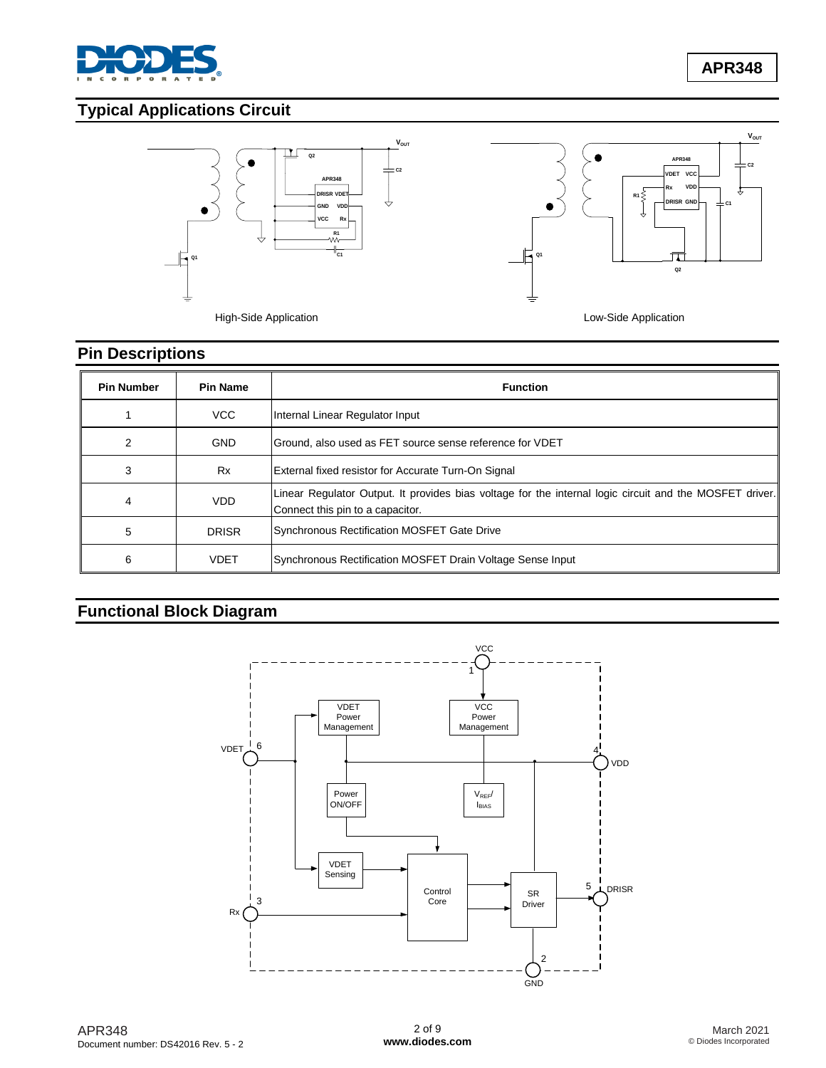## Typical Applications Circuit

High-Side Application

Low-Side Application

## Pin Descriptions

| Pin Number | Pin Name | Function |
|---|---|---|
| 1 | VCC | Internal Linear Regulator Input |
| 2 | GND | Ground, also used as FET source sense reference for VDET |
| 3 | Rx | External fixed resistor for Accurate Turn-On Signal |
| 4 | VDD | Linear Regulator Output. It provides bias voltage for the internal logic circuit and the MOSFET driver. Connect this pin to a capacitor. |
| 5 | DRISR | Synchronous Rectification MOSFET Gate Drive |
| 6 | VDET | Synchronous Rectification MOSFET Drain Voltage Sense Input |

## Functional Block Diagram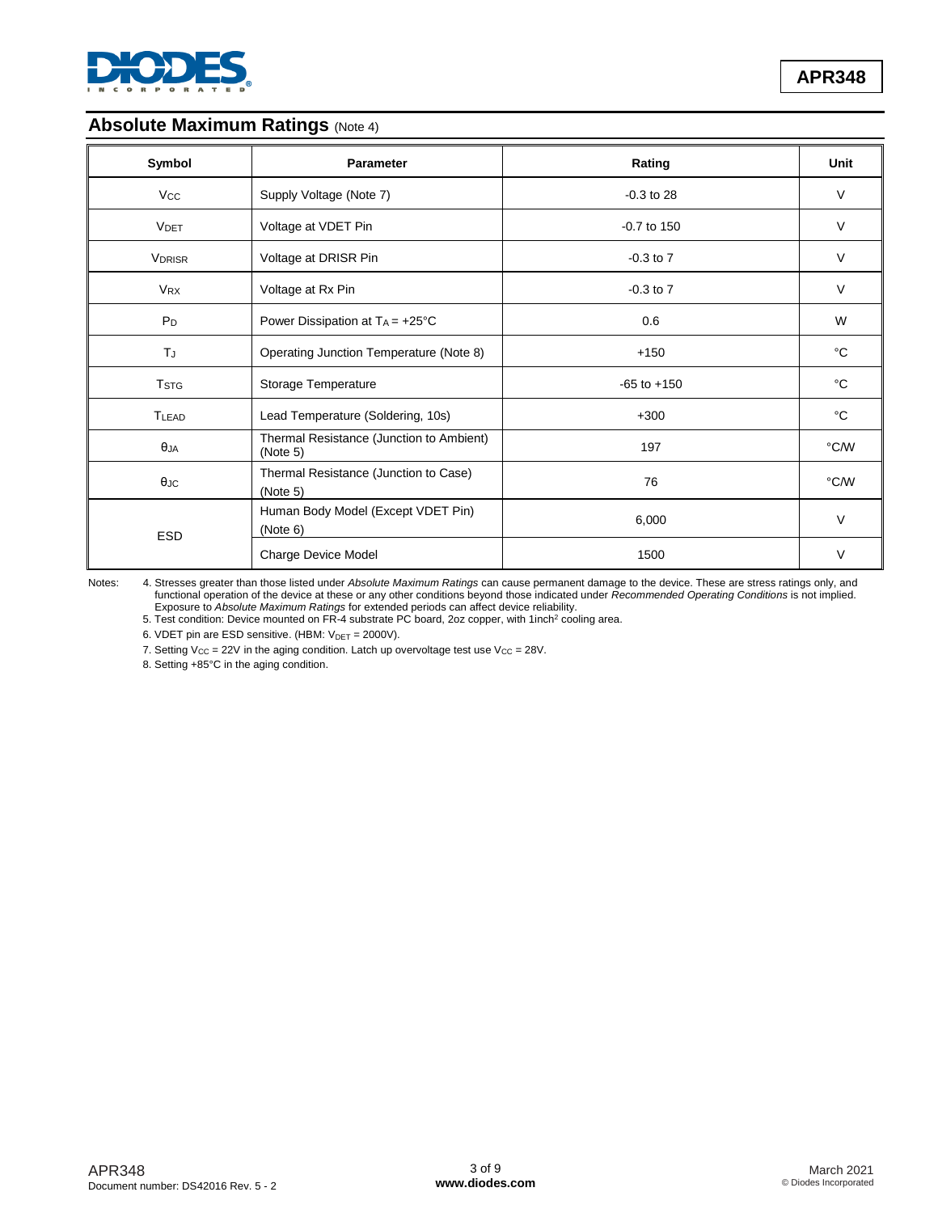## Absolute Maximum Ratings (Note 4)

| Symbol | Parameter | Rating | Unit |
|---|---|---|---|
| $V_{CC}$ | Supply Voltage (Note 7) | -0.3 to 28 | V |
| $V_{DET}$ | Voltage at VDET Pin | -0.7 to 150 | V |
| $V_{DRISR}$ | Voltage at DRISR Pin | -0.3 to 7 | V |
| $V_{RX}$ | Voltage at Rx Pin | -0.3 to 7 | V |
| $P_D$ | Power Dissipation at $T_A$ = +25°C | 0.6 | W |
| $T_J$ | Operating Junction Temperature (Note 8) | +150 | °C |
| $T_{STG}$ | Storage Temperature | -65 to +150 | °C |
| $T_{LEAD}$ | Lead Temperature (Soldering, 10s) | +300 | °C |
| $\theta_{JA}$ | Thermal Resistance (Junction to Ambient) (Note 5) | 197 | °C/W |
| $\theta_{JC}$ | Thermal Resistance (Junction to Case) (Note 5) | 76 | °C/W |
| ESD | Human Body Model (Except VDET Pin) (Note 6) | 6,000 | V |
| | Charge Device Model | 1500 | V |

Notes:
4. Stresses greater than those listed under *Absolute Maximum Ratings* can cause permanent damage to the device. These are stress ratings only, and functional operation of the device at these or any other conditions beyond those indicated under *Recommended Operating Conditions* is not implied. Exposure to *Absolute Maximum Ratings* for extended periods can affect device reliability.
5. Test condition: Device mounted on FR-4 substrate PC board, 2oz copper, with 1inch² cooling area.
6. VDET pin are ESD sensitive. (HBM: $V_{DET}$ = 2000V).
7. Setting $V_{CC}$ = 22V in the aging condition. Latch up overvoltage test use $V_{CC}$ = 28V.
8. Setting +85°C in the aging condition.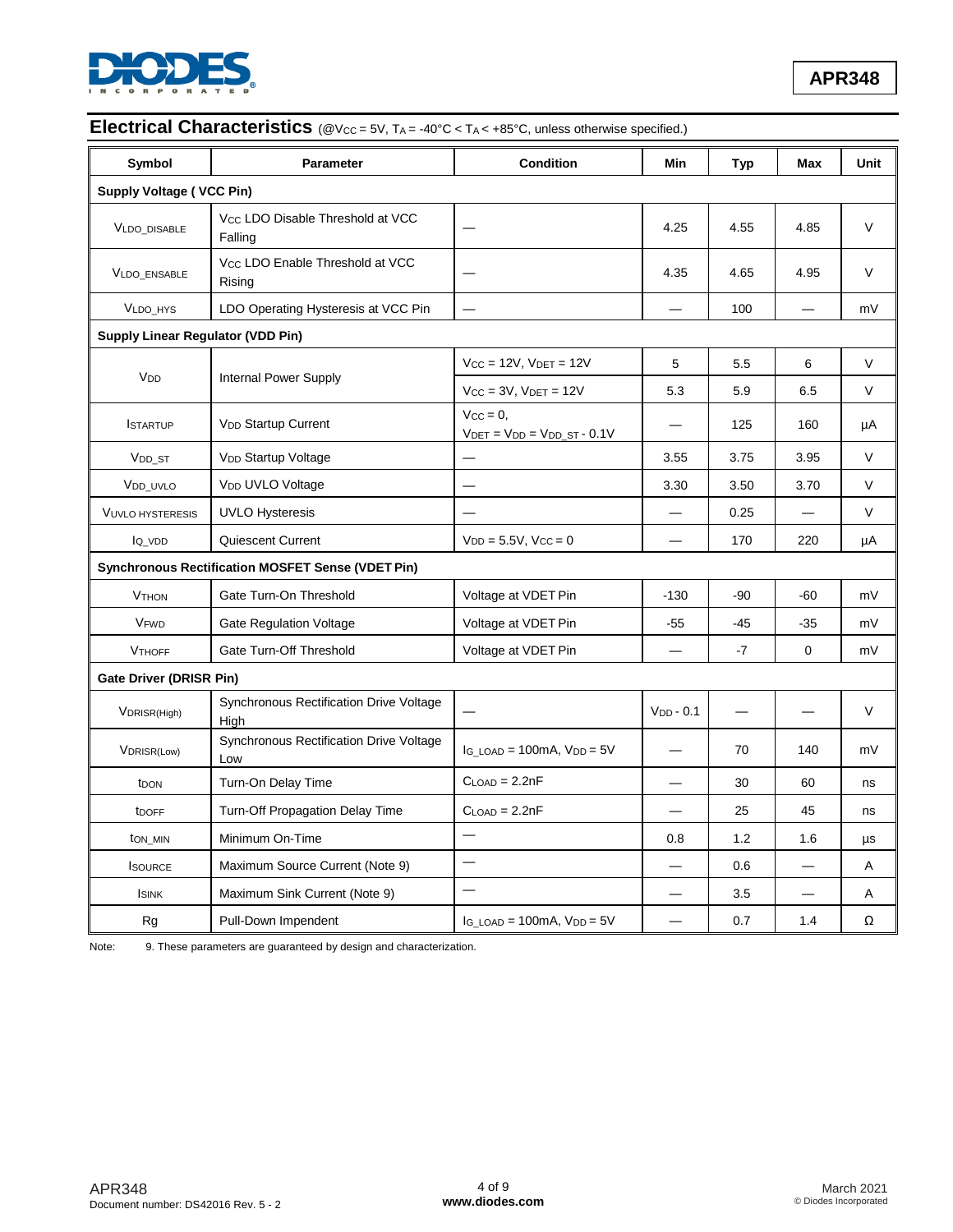## Electrical Characteristics (@$V_{CC}$ = 5V, $T_A$ = -40°C < $T_A$ < +85°C, unless otherwise specified.)

| Symbol | Parameter | Condition | Min | Typ | Max | Unit |
|---|---|---|---|---|---|---|
| **Supply Voltage ( VCC Pin)** | | | | | | |
| $V_{LDO\_DISABLE}$ | $V_{CC}$ LDO Disable Threshold at VCC Falling | — | 4.25 | 4.55 | 4.85 | V |
| $V_{LDO\_ENSABLE}$ | $V_{CC}$ LDO Enable Threshold at VCC Rising | — | 4.35 | 4.65 | 4.95 | V |
| $V_{LDO\_HYS}$ | LDO Operating Hysteresis at VCC Pin | — | — | 100 | — | mV |
| **Supply Linear Regulator (VDD Pin)** | | | | | | |
| $V_{DD}$ | Internal Power Supply | $V_{CC}$ = 12V, $V_{DET}$ = 12V | 5 | 5.5 | 6 | V |
| | | $V_{CC}$ = 3V, $V_{DET}$ = 12V | 5.3 | 5.9 | 6.5 | V |
| $I_{STARTUP}$ | $V_{DD}$ Startup Current | $V_{CC}$ = 0, $V_{DET}$ = $V_{DD}$ = $V_{DD\_ST}$ - 0.1V | — | 125 | 160 | µA |
| $V_{DD\_ST}$ | $V_{DD}$ Startup Voltage | — | 3.55 | 3.75 | 3.95 | V |
| $V_{DD\_UVLO}$ | $V_{DD}$ UVLO Voltage | — | 3.30 | 3.50 | 3.70 | V |
| $V_{UVLO\ HYSTERESIS}$ | UVLO Hysteresis | — | — | 0.25 | — | V |
| $I_{Q\_VDD}$ | Quiescent Current | $V_{DD}$ = 5.5V, $V_{CC}$ = 0 | — | 170 | 220 | µA |
| **Synchronous Rectification MOSFET Sense (VDET Pin)** | | | | | | |
| $V_{THON}$ | Gate Turn-On Threshold | Voltage at VDET Pin | -130 | -90 | -60 | mV |
| $V_{FWD}$ | Gate Regulation Voltage | Voltage at VDET Pin | -55 | -45 | -35 | mV |
| $V_{THOFF}$ | Gate Turn-Off Threshold | Voltage at VDET Pin | — | -7 | 0 | mV |
| **Gate Driver (DRISR Pin)** | | | | | | |
| $V_{DRISR(High)}$ | Synchronous Rectification Drive Voltage High | — | $V_{DD}$ - 0.1 | — | — | V |
| $V_{DRISR(Low)}$ | Synchronous Rectification Drive Voltage Low | $I_{G\_LOAD}$ = 100mA, $V_{DD}$ = 5V | — | 70 | 140 | mV |
| $t_{DON}$ | Turn-On Delay Time | $C_{LOAD}$ = 2.2nF | — | 30 | 60 | ns |
| $t_{DOFF}$ | Turn-Off Propagation Delay Time | $C_{LOAD}$ = 2.2nF | — | 25 | 45 | ns |
| $t_{ON\_MIN}$ | Minimum On-Time | — | 0.8 | 1.2 | 1.6 | µs |
| $I_{SOURCE}$ | Maximum Source Current (Note 9) | — | — | 0.6 | — | A |
| $I_{SINK}$ | Maximum Sink Current (Note 9) | — | — | 3.5 | — | A |
| Rg | Pull-Down Impendent | $I_{G\_LOAD}$ = 100mA, $V_{DD}$ = 5V | — | 0.7 | 1.4 | Ω |

Note: 9. These parameters are guaranteed by design and characterization.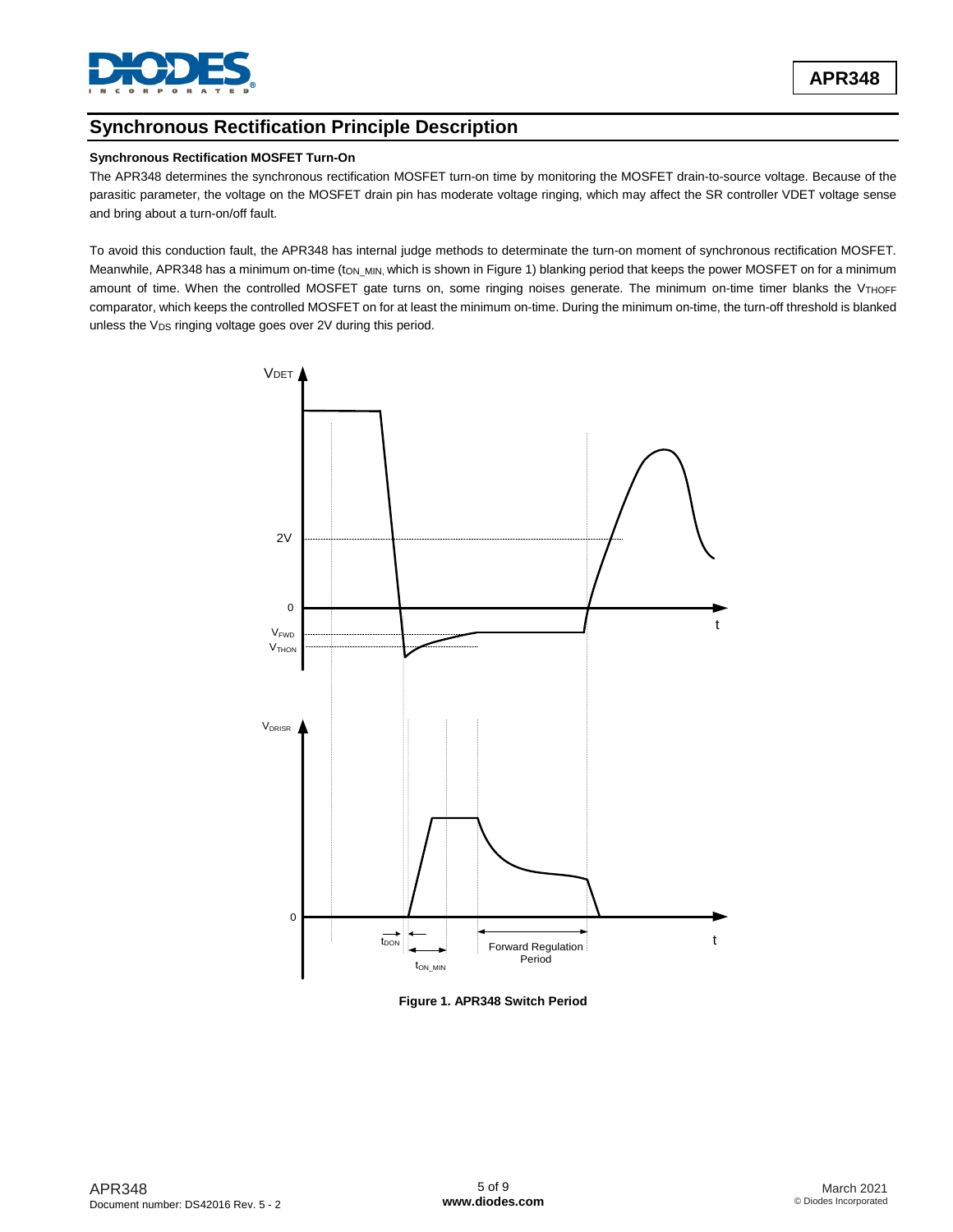## Synchronous Rectification Principle Description

**Synchronous Rectification MOSFET Turn-On**

The APR348 determines the synchronous rectification MOSFET turn-on time by monitoring the MOSFET drain-to-source voltage. Because of the parasitic parameter, the voltage on the MOSFET drain pin has moderate voltage ringing, which may affect the SR controller VDET voltage sense and bring about a turn-on/off fault.

To avoid this conduction fault, the APR348 has internal judge methods to determinate the turn-on moment of synchronous rectification MOSFET. Meanwhile, APR348 has a minimum on-time ($t_{ON\_MIN}$, which is shown in Figure 1) blanking period that keeps the power MOSFET on for a minimum amount of time. When the controlled MOSFET gate turns on, some ringing noises generate. The minimum on-time timer blanks the $V_{THOFF}$ comparator, which keeps the controlled MOSFET on for at least the minimum on-time. During the minimum on-time, the turn-off threshold is blanked unless the $V_{DS}$ ringing voltage goes over 2V during this period.

**Figure 1. APR348 Switch Period**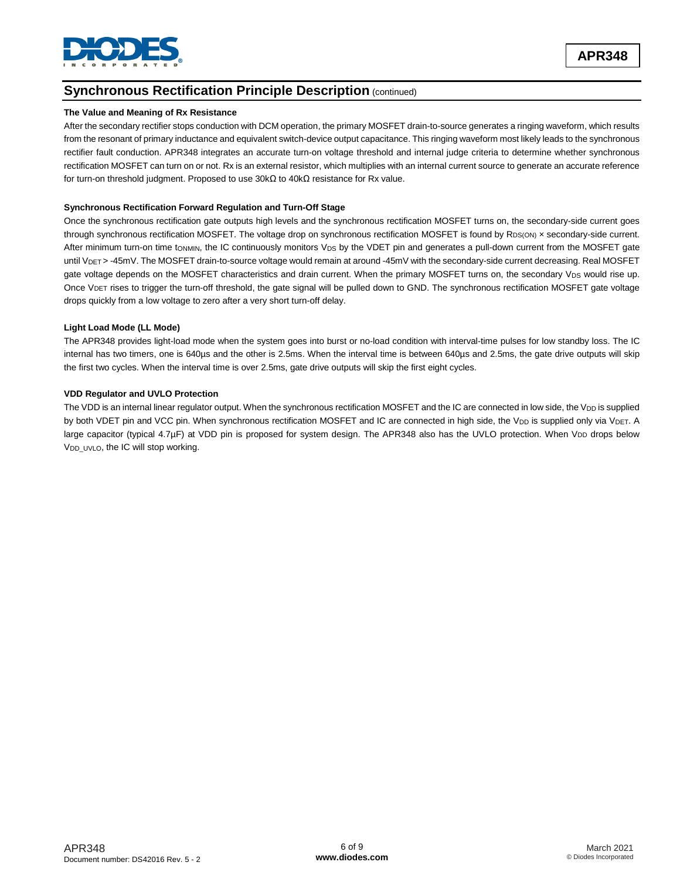## Synchronous Rectification Principle Description (continued)

**The Value and Meaning of Rx Resistance**

After the secondary rectifier stops conduction with DCM operation, the primary MOSFET drain-to-source generates a ringing waveform, which results from the resonant of primary inductance and equivalent switch-device output capacitance. This ringing waveform most likely leads to the synchronous rectifier fault conduction. APR348 integrates an accurate turn-on voltage threshold and internal judge criteria to determine whether synchronous rectification MOSFET can turn on or not. Rx is an external resistor, which multiplies with an internal current source to generate an accurate reference for turn-on threshold judgment. Proposed to use 30kΩ to 40kΩ resistance for Rx value.

**Synchronous Rectification Forward Regulation and Turn-Off Stage**

Once the synchronous rectification gate outputs high levels and the synchronous rectification MOSFET turns on, the secondary-side current goes through synchronous rectification MOSFET. The voltage drop on synchronous rectification MOSFET is found by $R_{DS(ON)}$ × secondary-side current. After minimum turn-on time $t_{ONMIN}$, the IC continuously monitors $V_{DS}$ by the VDET pin and generates a pull-down current from the MOSFET gate until $V_{DET}$ > -45mV. The MOSFET drain-to-source voltage would remain at around -45mV with the secondary-side current decreasing. Real MOSFET gate voltage depends on the MOSFET characteristics and drain current. When the primary MOSFET turns on, the secondary $V_{DS}$ would rise up. Once $V_{DET}$ rises to trigger the turn-off threshold, the gate signal will be pulled down to GND. The synchronous rectification MOSFET gate voltage drops quickly from a low voltage to zero after a very short turn-off delay.

**Light Load Mode (LL Mode)**

The APR348 provides light-load mode when the system goes into burst or no-load condition with interval-time pulses for low standby loss. The IC internal has two timers, one is 640µs and the other is 2.5ms. When the interval time is between 640µs and 2.5ms, the gate drive outputs will skip the first two cycles. When the interval time is over 2.5ms, gate drive outputs will skip the first eight cycles.

**VDD Regulator and UVLO Protection**

The VDD is an internal linear regulator output. When the synchronous rectification MOSFET and the IC are connected in low side, the $V_{DD}$ is supplied by both VDET pin and VCC pin. When synchronous rectification MOSFET and IC are connected in high side, the $V_{DD}$ is supplied only via $V_{DET}$. A large capacitor (typical 4.7µF) at VDD pin is proposed for system design. The APR348 also has the UVLO protection. When $V_{DD}$ drops below $V_{DD\_UVLO}$, the IC will stop working.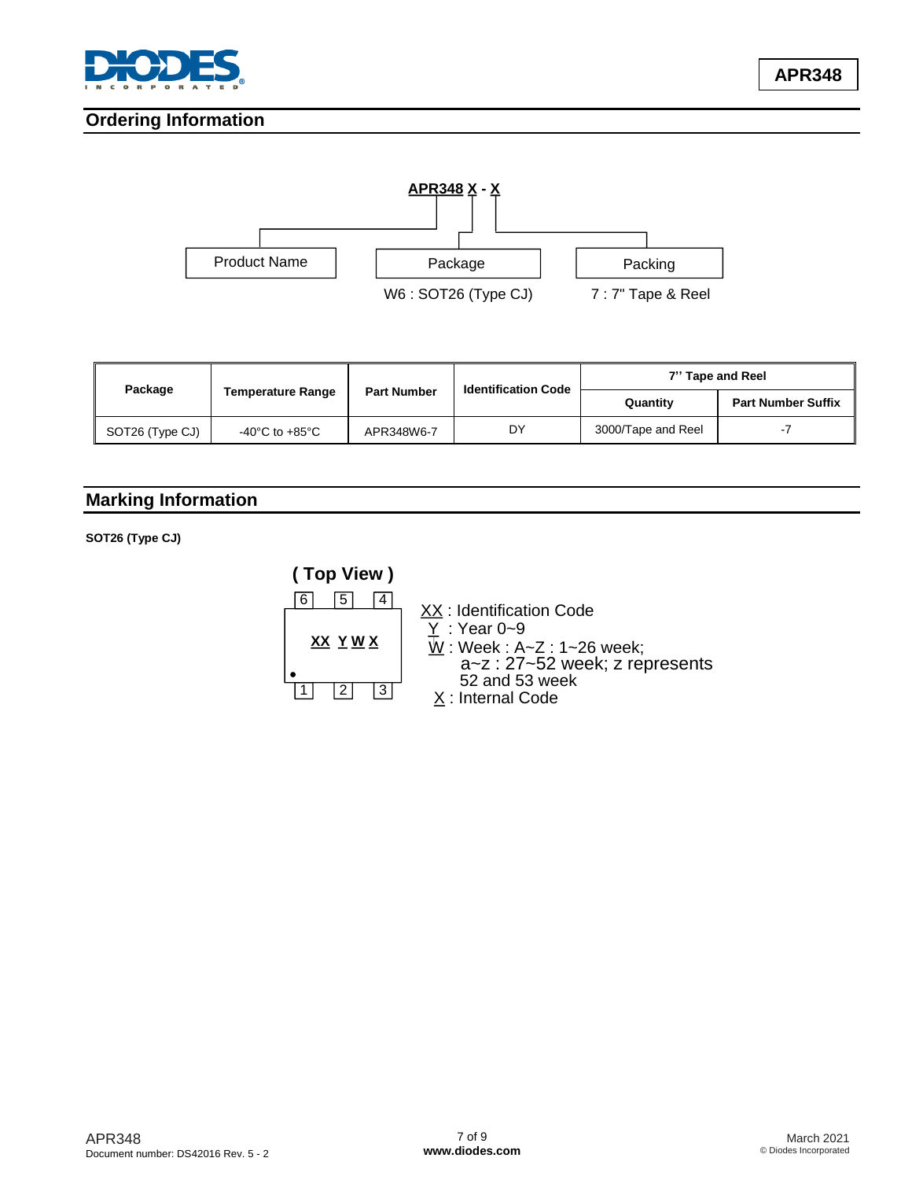## Ordering Information

**APR348 X - X**

- Product Name
- Package — W6 : SOT26 (Type CJ)
- Packing — 7 : 7" Tape & Reel

| Package | Temperature Range | Part Number | Identification Code | 7'' Tape and Reel | |
|---|---|---|---|---|---|
| | | | | Quantity | Part Number Suffix |
| SOT26 (Type CJ) | -40°C to +85°C | APR348W6-7 | DY | 3000/Tape and Reel | -7 |

## Marking Information

**SOT26 (Type CJ)**

**( Top View )**

Pins 6, 5, 4 (top); marking: **XX Y W X**; pins 1, 2, 3 (bottom)

XX : Identification Code
Y : Year 0~9
W : Week : A~Z : 1~26 week;
a~z : 27~52 week; z represents
52 and 53 week
X : Internal Code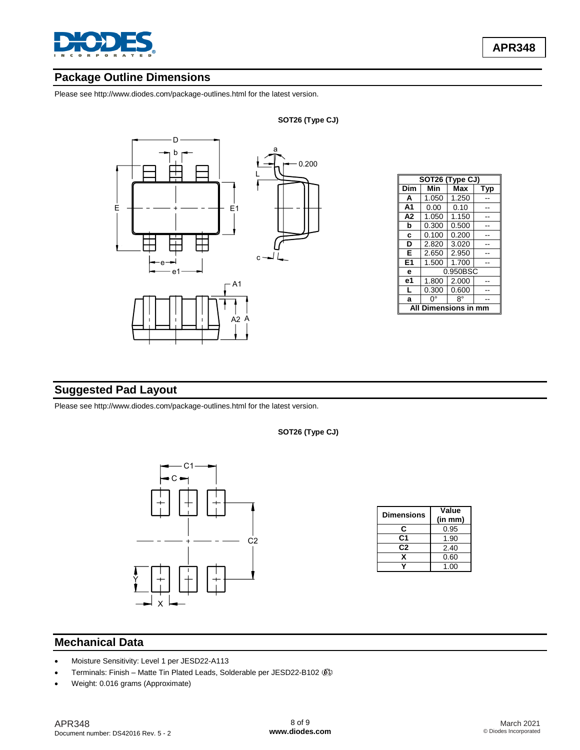## Package Outline Dimensions

Please see http://www.diodes.com/package-outlines.html for the latest version.

**SOT26 (Type CJ)**

| SOT26 (Type CJ) | | | |
|---|---|---|---|
| **Dim** | **Min** | **Max** | **Typ** |
| **A** | 1.050 | 1.250 | -- |
| **A1** | 0.00 | 0.10 | -- |
| **A2** | 1.050 | 1.150 | -- |
| **b** | 0.300 | 0.500 | -- |
| **c** | 0.100 | 0.200 | -- |
| **D** | 2.820 | 3.020 | -- |
| **E** | 2.650 | 2.950 | -- |
| **E1** | 1.500 | 1.700 | -- |
| **e** | 0.950BSC | | |
| **e1** | 1.800 | 2.000 | -- |
| **L** | 0.300 | 0.600 | -- |
| **a** | 0° | 8° | -- |
| **All Dimensions in mm** | | | |

## Suggested Pad Layout

Please see http://www.diodes.com/package-outlines.html for the latest version.

**SOT26 (Type CJ)**

| Dimensions | Value (in mm) |
|---|---|
| **C** | 0.95 |
| **C1** | 1.90 |
| **C2** | 2.40 |
| **X** | 0.60 |
| **Y** | 1.00 |

## Mechanical Data

- Moisture Sensitivity: Level 1 per JESD22-A113
- Terminals: Finish – Matte Tin Plated Leads, Solderable per JESD22-B102 (e3)
- Weight: 0.016 grams (Approximate)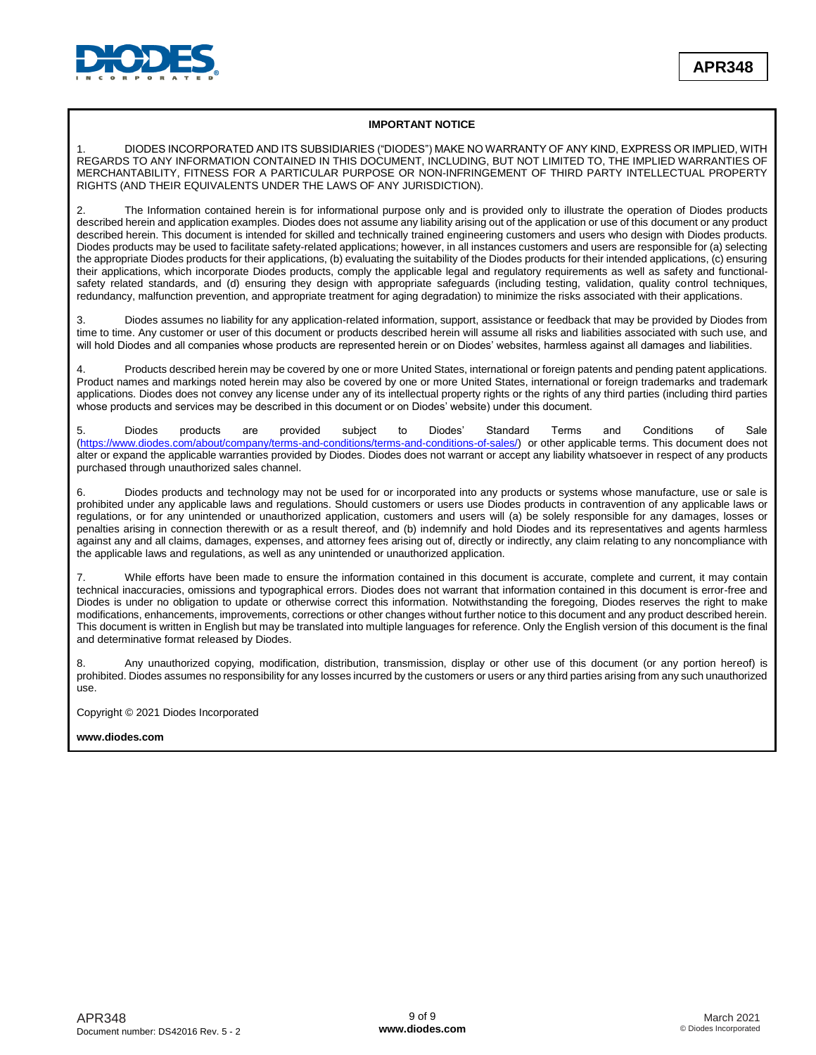## IMPORTANT NOTICE

1. DIODES INCORPORATED AND ITS SUBSIDIARIES ("DIODES") MAKE NO WARRANTY OF ANY KIND, EXPRESS OR IMPLIED, WITH REGARDS TO ANY INFORMATION CONTAINED IN THIS DOCUMENT, INCLUDING, BUT NOT LIMITED TO, THE IMPLIED WARRANTIES OF MERCHANTABILITY, FITNESS FOR A PARTICULAR PURPOSE OR NON-INFRINGEMENT OF THIRD PARTY INTELLECTUAL PROPERTY RIGHTS (AND THEIR EQUIVALENTS UNDER THE LAWS OF ANY JURISDICTION).

2. The Information contained herein is for informational purpose only and is provided only to illustrate the operation of Diodes products described herein and application examples. Diodes does not assume any liability arising out of the application or use of this document or any product described herein. This document is intended for skilled and technically trained engineering customers and users who design with Diodes products. Diodes products may be used to facilitate safety-related applications; however, in all instances customers and users are responsible for (a) selecting the appropriate Diodes products for their applications, (b) evaluating the suitability of the Diodes products for their intended applications, (c) ensuring their applications, which incorporate Diodes products, comply the applicable legal and regulatory requirements as well as safety and functional-safety related standards, and (d) ensuring they design with appropriate safeguards (including testing, validation, quality control techniques, redundancy, malfunction prevention, and appropriate treatment for aging degradation) to minimize the risks associated with their applications.

3. Diodes assumes no liability for any application-related information, support, assistance or feedback that may be provided by Diodes from time to time. Any customer or user of this document or products described herein will assume all risks and liabilities associated with such use, and will hold Diodes and all companies whose products are represented herein or on Diodes' websites, harmless against all damages and liabilities.

4. Products described herein may be covered by one or more United States, international or foreign patents and pending patent applications. Product names and markings noted herein may also be covered by one or more United States, international or foreign trademarks and trademark applications. Diodes does not convey any license under any of its intellectual property rights or the rights of any third parties (including third parties whose products and services may be described in this document or on Diodes' website) under this document.

5. Diodes products are provided subject to Diodes' Standard Terms and Conditions of Sale (https://www.diodes.com/about/company/terms-and-conditions/terms-and-conditions-of-sales/) or other applicable terms. This document does not alter or expand the applicable warranties provided by Diodes. Diodes does not warrant or accept any liability whatsoever in respect of any products purchased through unauthorized sales channel.

6. Diodes products and technology may not be used for or incorporated into any products or systems whose manufacture, use or sale is prohibited under any applicable laws and regulations. Should customers or users use Diodes products in contravention of any applicable laws or regulations, or for any unintended or unauthorized application, customers and users will (a) be solely responsible for any damages, losses or penalties arising in connection therewith or as a result thereof, and (b) indemnify and hold Diodes and its representatives and agents harmless against any and all claims, damages, expenses, and attorney fees arising out of, directly or indirectly, any claim relating to any noncompliance with the applicable laws and regulations, as well as any unintended or unauthorized application.

7. While efforts have been made to ensure the information contained in this document is accurate, complete and current, it may contain technical inaccuracies, omissions and typographical errors. Diodes does not warrant that information contained in this document is error-free and Diodes is under no obligation to update or otherwise correct this information. Notwithstanding the foregoing, Diodes reserves the right to make modifications, enhancements, improvements, corrections or other changes without further notice to this document and any product described herein. This document is written in English but may be translated into multiple languages for reference. Only the English version of this document is the final and determinative format released by Diodes.

8. Any unauthorized copying, modification, distribution, transmission, display or other use of this document (or any portion hereof) is prohibited. Diodes assumes no responsibility for any losses incurred by the customers or users or any third parties arising from any such unauthorized use.

Copyright © 2021 Diodes Incorporated

**www.diodes.com**